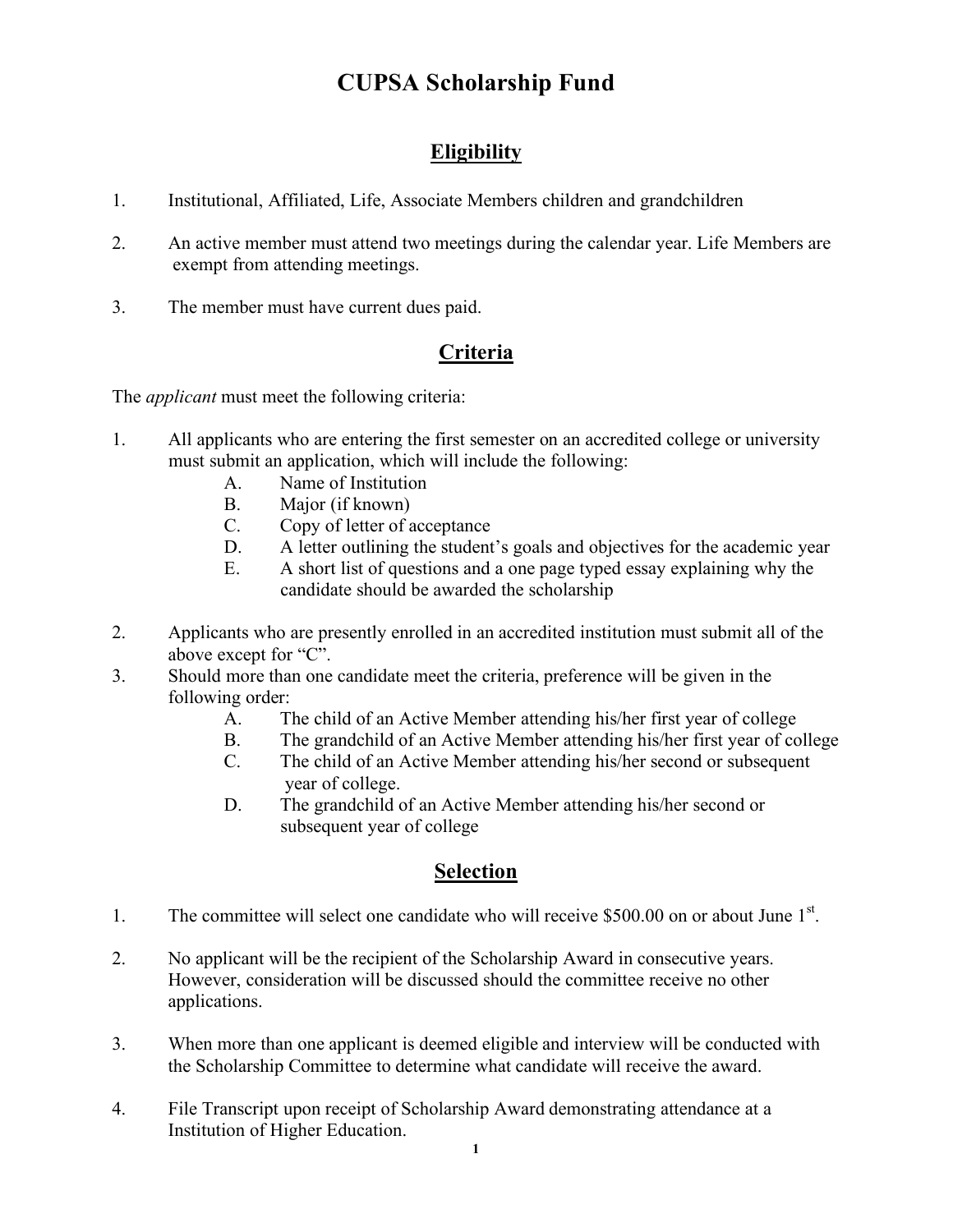# CUPSA Scholarship Fund

## Eligibility

1. Institutional, Affiliated, Life, Associate Members children and grandchildren

2. An active member must attend two meetings during the calendar year. Life Members are exempt from attending meetings.

3. The member must have current dues paid.

## Criteria

The *applicant* must meet the following criteria:

1. All applicants who are entering the first semester on an accredited college or university must submit an application, which will include the following:
   - A. Name of Institution
   - B. Major (if known)
   - C. Copy of letter of acceptance
   - D. A letter outlining the student's goals and objectives for the academic year
   - E. A short list of questions and a one page typed essay explaining why the candidate should be awarded the scholarship

2. Applicants who are presently enrolled in an accredited institution must submit all of the above except for "C".
3. Should more than one candidate meet the criteria, preference will be given in the following order:
   - A. The child of an Active Member attending his/her first year of college
   - B. The grandchild of an Active Member attending his/her first year of college
   - C. The child of an Active Member attending his/her second or subsequent year of college.
   - D. The grandchild of an Active Member attending his/her second or subsequent year of college

## Selection

1. The committee will select one candidate who will receive $500.00 on or about June 1st.

2. No applicant will be the recipient of the Scholarship Award in consecutive years. However, consideration will be discussed should the committee receive no other applications.

3. When more than one applicant is deemed eligible and interview will be conducted with the Scholarship Committee to determine what candidate will receive the award.

4. File Transcript upon receipt of Scholarship Award demonstrating attendance at a Institution of Higher Education.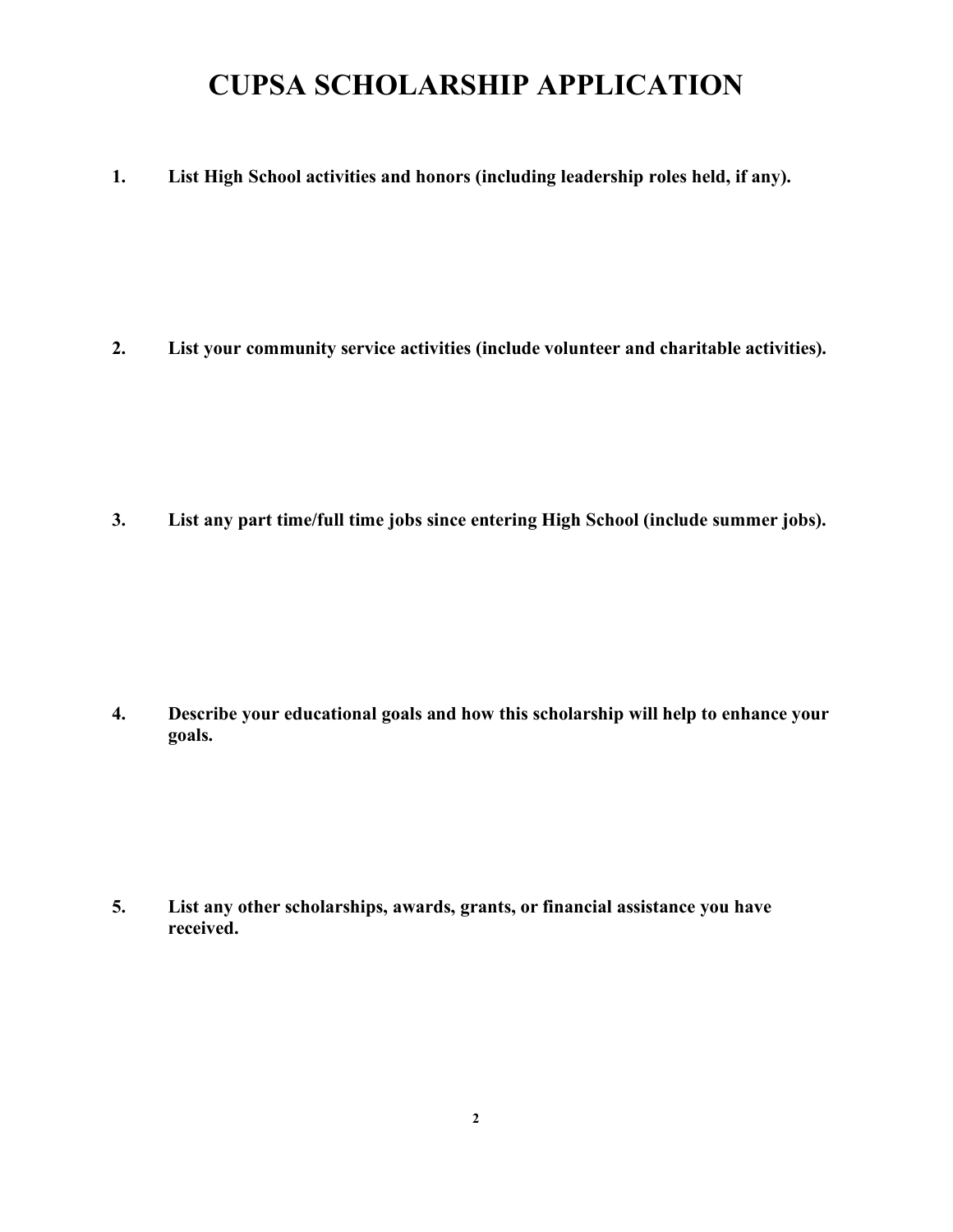# CUPSA SCHOLARSHIP APPLICATION

**1. List High School activities and honors (including leadership roles held, if any).**

**2. List your community service activities (include volunteer and charitable activities).**

**3. List any part time/full time jobs since entering High School (include summer jobs).**

**4. Describe your educational goals and how this scholarship will help to enhance your goals.**

**5. List any other scholarships, awards, grants, or financial assistance you have received.**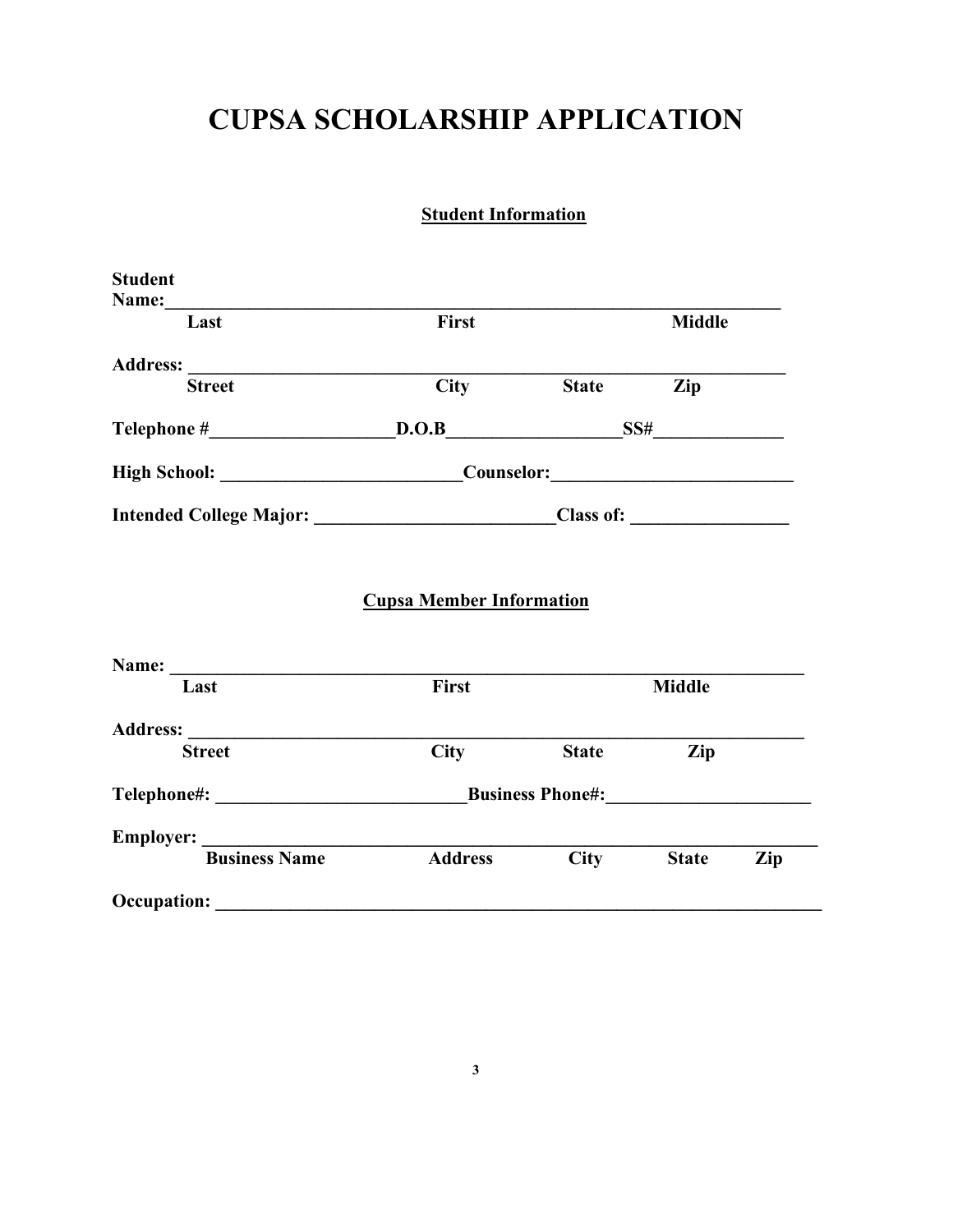# CUPSA SCHOLARSHIP APPLICATION

## Student Information

**Student Name:**_________________________________________________________________

**Last** **First** **Middle**

**Address:** _________________________________________________________________

**Street** **City** **State** **Zip**

**Telephone #**___________________**D.O.B**__________________**SS#**_____________

**High School:** ________________________**Counselor:**________________________

**Intended College Major:** ________________________**Class of:** _______________

## Cupsa Member Information

**Name:** _________________________________________________________________

**Last** **First** **Middle**

**Address:** _________________________________________________________________

**Street** **City** **State** **Zip**

**Telephone#:** ________________________**Business Phone#:**____________________

**Employer:** _________________________________________________________________

**Business Name** **Address** **City** **State** **Zip**

**Occupation:** _________________________________________________________________